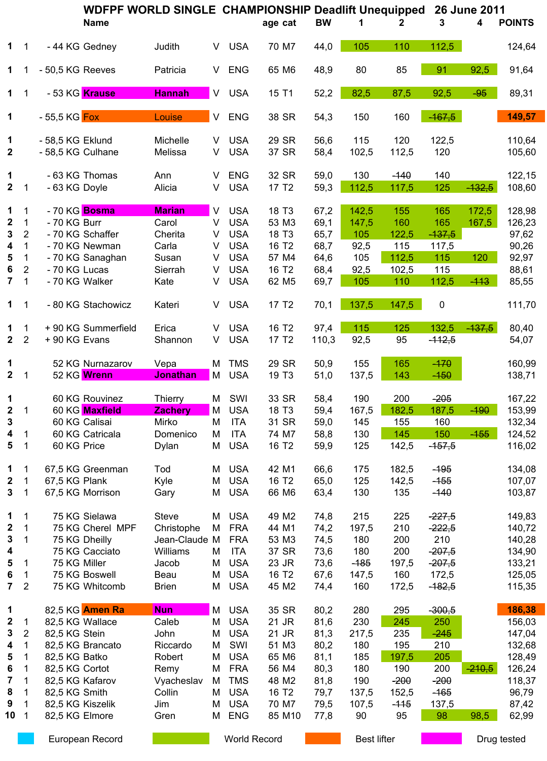# WDFPF WORLD SINGLE CHAMPIONSHIP Deadlift Unequipped 26 June 2011

| | | | Name | | | | age | cat | BW | 1 | 2 | 3 | 4 | POINTS |
|---|---|---|---|---|---|---|---|---|---|---|---|---|---|---|
| 1 | 1 | - 44 KG | Gedney | Judith | V | USA | 70 | M7 | 44,0 | 105 | 110 | 112,5 | | 124,64 |
| 1 | 1 | - 50,5 KG | Reeves | Patricia | V | ENG | 65 | M6 | 48,9 | 80 | 85 | 91 | 92,5 | 91,64 |
| 1 | 1 | - 53 KG | Krause | Hannah | V | USA | 15 | T1 | 52,2 | 82,5 | 87,5 | 92,5 | ~~95~~ | 89,31 |
| 1 | | - 55,5 KG | Fox | Louise | V | ENG | 38 | SR | 54,3 | 150 | 160 | ~~167,5~~ | | 149,57 |
| 1 | | - 58,5 KG | Eklund | Michelle | V | USA | 29 | SR | 56,6 | 115 | 120 | 122,5 | | 110,64 |
| 2 | | - 58,5 KG | Culhane | Melissa | V | USA | 37 | SR | 58,4 | 102,5 | 112,5 | 120 | | 105,60 |
| 1 | | - 63 KG | Thomas | Ann | V | ENG | 32 | SR | 59,0 | 130 | ~~140~~ | 140 | | 122,15 |
| 2 | 1 | - 63 KG | Doyle | Alicia | V | USA | 17 | T2 | 59,3 | 112,5 | 117,5 | 125 | ~~132,5~~ | 108,60 |
| 1 | 1 | - 70 KG | Bosma | Marian | V | USA | 18 | T3 | 67,2 | 142,5 | 155 | 165 | 172,5 | 128,98 |
| 2 | 1 | - 70 KG | Burr | Carol | V | USA | 53 | M3 | 69,1 | 147,5 | 160 | 165 | 167,5 | 126,23 |
| 3 | 2 | - 70 KG | Schaffer | Cherita | V | USA | 18 | T3 | 65,7 | 105 | 122,5 | ~~137,5~~ | | 97,62 |
| 4 | 1 | - 70 KG | Newman | Carla | V | USA | 16 | T2 | 68,7 | 92,5 | 115 | 117,5 | | 90,26 |
| 5 | 1 | - 70 KG | Sanaghan | Susan | V | USA | 57 | M4 | 64,6 | 105 | 112,5 | 115 | 120 | 92,97 |
| 6 | 2 | - 70 KG | Lucas | Sierrah | V | USA | 16 | T2 | 68,4 | 92,5 | 102,5 | 115 | | 88,61 |
| 7 | 1 | - 70 KG | Walker | Kate | V | USA | 62 | M5 | 69,7 | 105 | 110 | 112,5 | ~~113~~ | 85,55 |
| 1 | 1 | - 80 KG | Stachowicz | Kateri | V | USA | 17 | T2 | 70,1 | 137,5 | 147,5 | 0 | | 111,70 |
| 1 | 1 | + 90 KG | Summerfield | Erica | V | USA | 16 | T2 | 97,4 | 115 | 125 | 132,5 | ~~137,5~~ | 80,40 |
| 2 | 2 | + 90 KG | Evans | Shannon | V | USA | 17 | T2 | 110,3 | 92,5 | 95 | ~~112,5~~ | | 54,07 |
| 1 | | 52 KG | Nurnazarov | Vepa | M | TMS | 29 | SR | 50,9 | 155 | 165 | ~~170~~ | | 160,99 |
| 2 | 1 | 52 KG | Wrenn | Jonathan | M | USA | 19 | T3 | 51,0 | 137,5 | 143 | ~~150~~ | | 138,71 |
| 1 | | 60 KG | Rouvinez | Thierry | M | SWI | 33 | SR | 58,4 | 190 | 200 | ~~205~~ | | 167,22 |
| 2 | 1 | 60 KG | Maxfield | Zachery | M | USA | 18 | T3 | 59,4 | 167,5 | 182,5 | 187,5 | ~~190~~ | 153,99 |
| 3 | | 60 KG | Calisai | Mirko | M | ITA | 31 | SR | 59,0 | 145 | 155 | 160 | | 132,34 |
| 4 | 1 | 60 KG | Catricala | Domenico | M | ITA | 74 | M7 | 58,8 | 130 | 145 | 150 | ~~155~~ | 124,52 |
| 5 | 1 | 60 KG | Price | Dylan | M | USA | 16 | T2 | 59,9 | 125 | 142,5 | ~~157,5~~ | | 116,02 |
| 1 | 1 | 67,5 KG | Greenman | Tod | M | USA | 42 | M1 | 66,6 | 175 | 182,5 | ~~195~~ | | 134,08 |
| 2 | 1 | 67,5 KG | Plank | Kyle | M | USA | 16 | T2 | 65,0 | 125 | 142,5 | ~~155~~ | | 107,07 |
| 3 | 1 | 67,5 KG | Morrison | Gary | M | USA | 66 | M6 | 63,4 | 130 | 135 | ~~140~~ | | 103,87 |
| 1 | 1 | 75 KG | Sielawa | Steve | M | USA | 49 | M2 | 74,8 | 215 | 225 | ~~227,5~~ | | 149,83 |
| 2 | 1 | 75 KG | Cherel MPF | Christophe | M | FRA | 44 | M1 | 74,2 | 197,5 | 210 | ~~222,5~~ | | 140,72 |
| 3 | 1 | 75 KG | Dheilly | Jean-Claude | M | FRA | 53 | M3 | 74,5 | 180 | 200 | 210 | | 140,28 |
| 4 | | 75 KG | Cacciato | Williams | M | ITA | 37 | SR | 73,6 | 180 | 200 | ~~207,5~~ | | 134,90 |
| 5 | 1 | 75 KG | Miller | Jacob | M | USA | 23 | JR | 73,6 | ~~185~~ | 197,5 | ~~207,5~~ | | 133,21 |
| 6 | 1 | 75 KG | Boswell | Beau | M | USA | 16 | T2 | 67,6 | 147,5 | 160 | 172,5 | | 125,05 |
| 7 | 2 | 75 KG | Whitcomb | Brien | M | USA | 45 | M2 | 74,4 | 160 | 172,5 | ~~182,5~~ | | 115,35 |
| 1 | | 82,5 KG | Amen Ra | Nun | M | USA | 35 | SR | 80,2 | 280 | 295 | ~~300,5~~ | | 186,38 |
| 2 | 1 | 82,5 KG | Wallace | Caleb | M | USA | 21 | JR | 81,6 | 230 | 245 | 250 | | 156,03 |
| 3 | 2 | 82,5 KG | Stein | John | M | USA | 21 | JR | 81,3 | 217,5 | 235 | ~~245~~ | | 147,04 |
| 4 | 1 | 82,5 KG | Brancato | Riccardo | M | SWI | 51 | M3 | 80,2 | 180 | 195 | 210 | | 132,68 |
| 5 | 1 | 82,5 KG | Batko | Robert | M | USA | 65 | M6 | 81,1 | 185 | 197,5 | 205 | | 128,49 |
| 6 | 1 | 82,5 KG | Cortot | Remy | M | FRA | 56 | M4 | 80,3 | 180 | 190 | 200 | ~~210,5~~ | 126,24 |
| 7 | 1 | 82,5 KG | Kafarov | Vyacheslav | M | TMS | 48 | M2 | 81,8 | 190 | ~~200~~ | ~~200~~ | | 118,37 |
| 8 | 1 | 82,5 KG | Smith | Collin | M | USA | 16 | T2 | 79,7 | 137,5 | 152,5 | ~~165~~ | | 96,79 |
| 9 | 1 | 82,5 KG | Kiszelik | Jim | M | USA | 70 | M7 | 79,5 | 107,5 | ~~115~~ | 137,5 | | 87,42 |
| 10 | 1 | 82,5 KG | Elmore | Gren | M | ENG | 85 | M10 | 77,8 | 90 | 95 | 98 | 98,5 | 62,99 |

European Record — World Record — Best lifter — Drug tested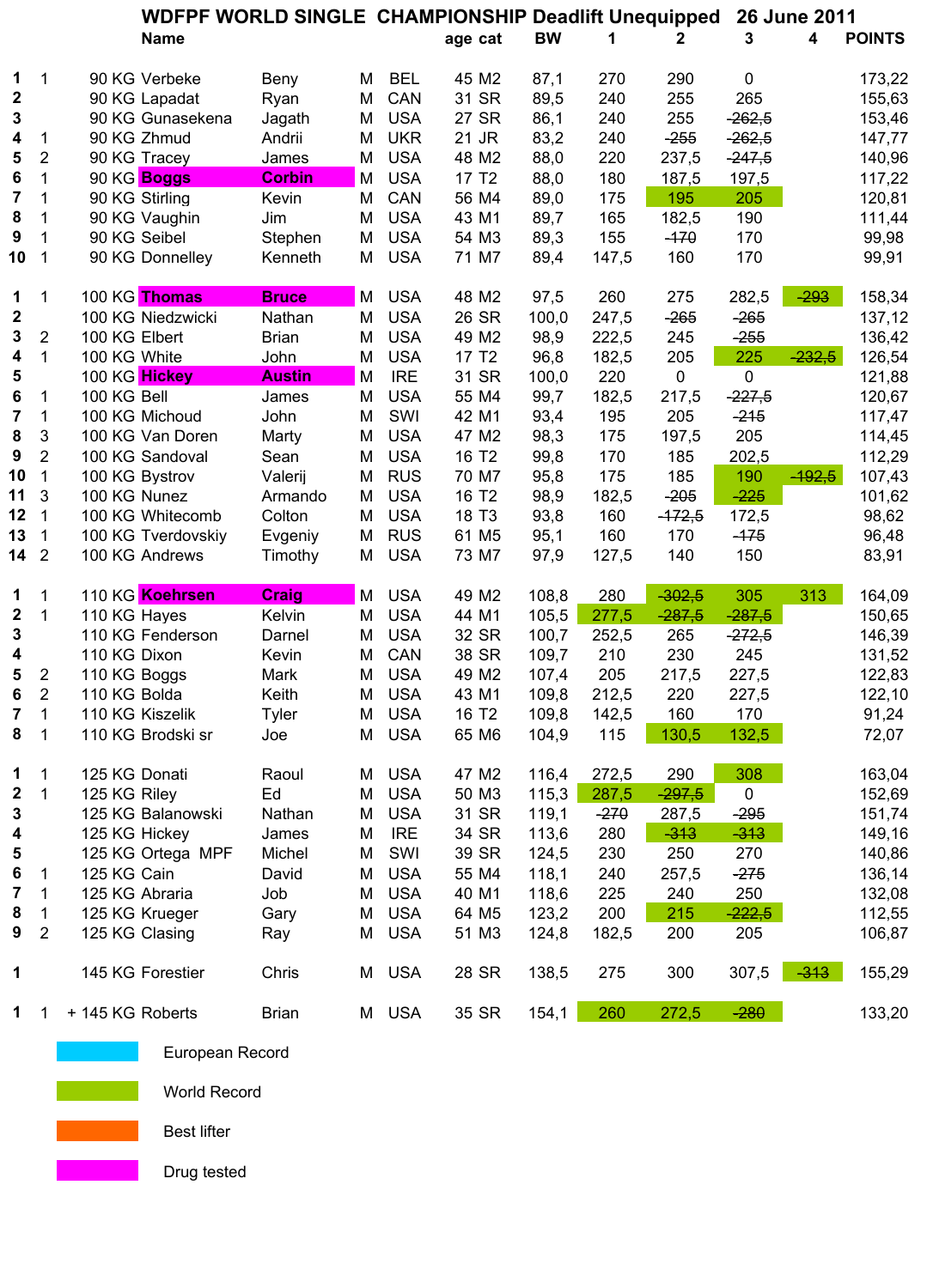# WDFPF WORLD SINGLE CHAMPIONSHIP Deadlift Unequipped 26 June 2011

| | | | Name | | | | age | cat | BW | 1 | 2 | 3 | 4 | POINTS |
|---|---|---|---|---|---|---|---|---|---|---|---|---|---|---|
| 1 | 1 | 90 KG | Verbeke | Beny | M | BEL | 45 | M2 | 87,1 | 270 | 290 | 0 | | 173,22 |
| 2 | | 90 KG | Lapadat | Ryan | M | CAN | 31 | SR | 89,5 | 240 | 255 | 265 | | 155,63 |
| 3 | | 90 KG | Gunasekena | Jagath | M | USA | 27 | SR | 86,1 | 240 | 255 | ~~262,5~~ | | 153,46 |
| 4 | 1 | 90 KG | Zhmud | Andrii | M | UKR | 21 | JR | 83,2 | 240 | ~~255~~ | ~~262,5~~ | | 147,77 |
| 5 | 2 | 90 KG | Tracey | James | M | USA | 48 | M2 | 88,0 | 220 | 237,5 | ~~247,5~~ | | 140,96 |
| 6 | 1 | 90 KG | **Boggs** | **Corbin** | M | USA | 17 | T2 | 88,0 | 180 | 187,5 | 197,5 | | 117,22 |
| 7 | 1 | 90 KG | Stirling | Kevin | M | CAN | 56 | M4 | 89,0 | 175 | 195 | 205 | | 120,81 |
| 8 | 1 | 90 KG | Vaughin | Jim | M | USA | 43 | M1 | 89,7 | 165 | 182,5 | 190 | | 111,44 |
| 9 | 1 | 90 KG | Seibel | Stephen | M | USA | 54 | M3 | 89,3 | 155 | ~~170~~ | 170 | | 99,98 |
| 10 | 1 | 90 KG | Donnelley | Kenneth | M | USA | 71 | M7 | 89,4 | 147,5 | 160 | 170 | | 99,91 |
| 1 | 1 | 100 KG | **Thomas** | **Bruce** | M | USA | 48 | M2 | 97,5 | 260 | 275 | 282,5 | ~~293~~ | 158,34 |
| 2 | | 100 KG | Niedzwicki | Nathan | M | USA | 26 | SR | 100,0 | 247,5 | ~~265~~ | ~~265~~ | | 137,12 |
| 3 | 2 | 100 KG | Elbert | Brian | M | USA | 49 | M2 | 98,9 | 222,5 | 245 | ~~255~~ | | 136,42 |
| 4 | 1 | 100 KG | White | John | M | USA | 17 | T2 | 96,8 | 182,5 | 205 | 225 | ~~232,5~~ | 126,54 |
| 5 | | 100 KG | **Hickey** | **Austin** | M | IRE | 31 | SR | 100,0 | 220 | 0 | 0 | | 121,88 |
| 6 | 1 | 100 KG | Bell | James | M | USA | 55 | M4 | 99,7 | 182,5 | 217,5 | ~~227,5~~ | | 120,67 |
| 7 | 1 | 100 KG | Michoud | John | M | SWI | 42 | M1 | 93,4 | 195 | 205 | ~~215~~ | | 117,47 |
| 8 | 3 | 100 KG | Van Doren | Marty | M | USA | 47 | M2 | 98,3 | 175 | 197,5 | 205 | | 114,45 |
| 9 | 2 | 100 KG | Sandoval | Sean | M | USA | 16 | T2 | 99,8 | 170 | 185 | 202,5 | | 112,29 |
| 10 | 1 | 100 KG | Bystrov | Valerij | M | RUS | 70 | M7 | 95,8 | 175 | 185 | 190 | ~~192,5~~ | 107,43 |
| 11 | 3 | 100 KG | Nunez | Armando | M | USA | 16 | T2 | 98,9 | 182,5 | ~~205~~ | ~~225~~ | | 101,62 |
| 12 | 1 | 100 KG | Whitecomb | Colton | M | USA | 18 | T3 | 93,8 | 160 | ~~172,5~~ | 172,5 | | 98,62 |
| 13 | 1 | 100 KG | Tverdovskiy | Evgeniy | M | RUS | 61 | M5 | 95,1 | 160 | 170 | ~~175~~ | | 96,48 |
| 14 | 2 | 100 KG | Andrews | Timothy | M | USA | 73 | M7 | 97,9 | 127,5 | 140 | 150 | | 83,91 |
| 1 | 1 | 110 KG | **Koehrsen** | **Craig** | M | USA | 49 | M2 | 108,8 | 280 | ~~302,5~~ | 305 | 313 | 164,09 |
| 2 | 1 | 110 KG | Hayes | Kelvin | M | USA | 44 | M1 | 105,5 | 277,5 | ~~287,5~~ | ~~287,5~~ | | 150,65 |
| 3 | | 110 KG | Fenderson | Darnel | M | USA | 32 | SR | 100,7 | 252,5 | 265 | ~~272,5~~ | | 146,39 |
| 4 | | 110 KG | Dixon | Kevin | M | CAN | 38 | SR | 109,7 | 210 | 230 | 245 | | 131,52 |
| 5 | 2 | 110 KG | Boggs | Mark | M | USA | 49 | M2 | 107,4 | 205 | 217,5 | 227,5 | | 122,83 |
| 6 | 2 | 110 KG | Bolda | Keith | M | USA | 43 | M1 | 109,8 | 212,5 | 220 | 227,5 | | 122,10 |
| 7 | 1 | 110 KG | Kiszelik | Tyler | M | USA | 16 | T2 | 109,8 | 142,5 | 160 | 170 | | 91,24 |
| 8 | 1 | 110 KG | Brodski sr | Joe | M | USA | 65 | M6 | 104,9 | 115 | 130,5 | 132,5 | | 72,07 |
| 1 | 1 | 125 KG | Donati | Raoul | M | USA | 47 | M2 | 116,4 | 272,5 | 290 | 308 | | 163,04 |
| 2 | 1 | 125 KG | Riley | Ed | M | USA | 50 | M3 | 115,3 | 287,5 | ~~297,5~~ | 0 | | 152,69 |
| 3 | | 125 KG | Balanowski | Nathan | M | USA | 31 | SR | 119,1 | ~~270~~ | 287,5 | ~~295~~ | | 151,74 |
| 4 | | 125 KG | Hickey | James | M | IRE | 34 | SR | 113,6 | 280 | ~~313~~ | ~~313~~ | | 149,16 |
| 5 | | 125 KG | Ortega MPF | Michel | M | SWI | 39 | SR | 124,5 | 230 | 250 | 270 | | 140,86 |
| 6 | 1 | 125 KG | Cain | David | M | USA | 55 | M4 | 118,1 | 240 | 257,5 | ~~275~~ | | 136,14 |
| 7 | 1 | 125 KG | Abraria | Job | M | USA | 40 | M1 | 118,6 | 225 | 240 | 250 | | 132,08 |
| 8 | 1 | 125 KG | Krueger | Gary | M | USA | 64 | M5 | 123,2 | 200 | 215 | ~~222,5~~ | | 112,55 |
| 9 | 2 | 125 KG | Clasing | Ray | M | USA | 51 | M3 | 124,8 | 182,5 | 200 | 205 | | 106,87 |
| 1 | | 145 KG | Forestier | Chris | M | USA | 28 | SR | 138,5 | 275 | 300 | 307,5 | ~~313~~ | 155,29 |
| 1 | 1 | + 145 KG | Roberts | Brian | M | USA | 35 | SR | 154,1 | 260 | 272,5 | ~~280~~ | | 133,20 |

European Record

World Record

Best lifter

Drug tested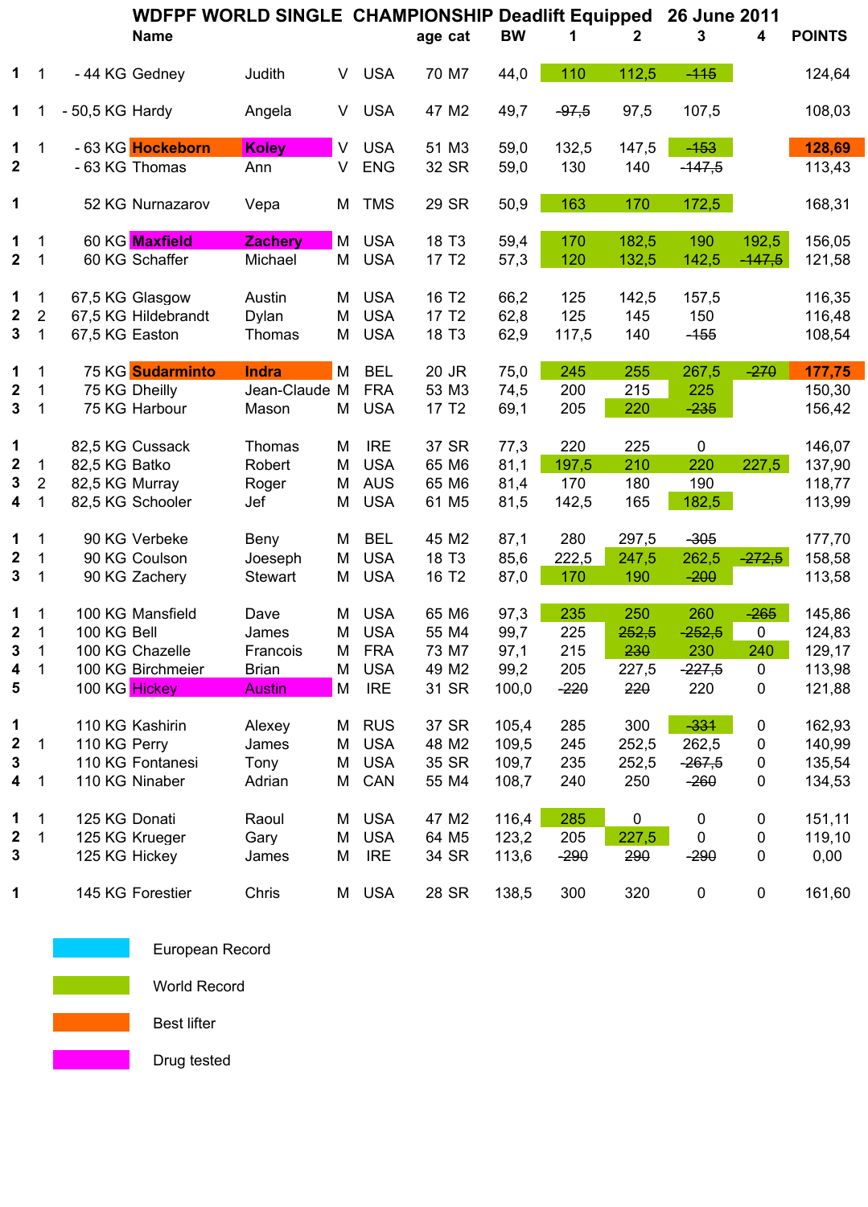# WDFPF WORLD SINGLE CHAMPIONSHIP Deadlift Equipped 26 June 2011

| | | | Name | | | | age | cat | BW | 1 | 2 | 3 | 4 | POINTS |
|---|---|---|---|---|---|---|---|---|---|---|---|---|---|---|
| 1 | 1 | - 44 KG | Gedney | Judith | V | USA | 70 | M7 | 44,0 | 110 | 112,5 | ~~115~~ | | 124,64 |
| 1 | 1 | - 50,5 KG | Hardy | Angela | V | USA | 47 | M2 | 49,7 | ~~97,5~~ | 97,5 | 107,5 | | 108,03 |
| 1 | 1 | - 63 KG | **Hockeborn** | **Koley** | V | USA | 51 | M3 | 59,0 | 132,5 | 147,5 | ~~153~~ | | **128,69** |
| 2 | | - 63 KG | Thomas | Ann | V | ENG | 32 | SR | 59,0 | 130 | 140 | ~~147,5~~ | | 113,43 |
| 1 | | 52 KG | Nurnazarov | Vepa | M | TMS | 29 | SR | 50,9 | 163 | 170 | 172,5 | | 168,31 |
| 1 | 1 | 60 KG | **Maxfield** | **Zachery** | M | USA | 18 | T3 | 59,4 | 170 | 182,5 | 190 | 192,5 | 156,05 |
| 2 | 1 | 60 KG | Schaffer | Michael | M | USA | 17 | T2 | 57,3 | 120 | 132,5 | 142,5 | ~~147,5~~ | 121,58 |
| 1 | 1 | 67,5 KG | Glasgow | Austin | M | USA | 16 | T2 | 66,2 | 125 | 142,5 | 157,5 | | 116,35 |
| 2 | 2 | 67,5 KG | Hildebrandt | Dylan | M | USA | 17 | T2 | 62,8 | 125 | 145 | 150 | | 116,48 |
| 3 | 1 | 67,5 KG | Easton | Thomas | M | USA | 18 | T3 | 62,9 | 117,5 | 140 | ~~155~~ | | 108,54 |
| 1 | 1 | 75 KG | **Sudarminto** | **Indra** | M | BEL | 20 | JR | 75,0 | 245 | 255 | 267,5 | ~~270~~ | **177,75** |
| 2 | 1 | 75 KG | Dheilly | Jean-Claude | M | FRA | 53 | M3 | 74,5 | 200 | 215 | 225 | | 150,30 |
| 3 | 1 | 75 KG | Harbour | Mason | M | USA | 17 | T2 | 69,1 | 205 | 220 | ~~235~~ | | 156,42 |
| 1 | | 82,5 KG | Cussack | Thomas | M | IRE | 37 | SR | 77,3 | 220 | 225 | 0 | | 146,07 |
| 2 | 1 | 82,5 KG | Batko | Robert | M | USA | 65 | M6 | 81,1 | 197,5 | 210 | 220 | 227,5 | 137,90 |
| 3 | 2 | 82,5 KG | Murray | Roger | M | AUS | 65 | M6 | 81,4 | 170 | 180 | 190 | | 118,77 |
| 4 | 1 | 82,5 KG | Schooler | Jef | M | USA | 61 | M5 | 81,5 | 142,5 | 165 | 182,5 | | 113,99 |
| 1 | 1 | 90 KG | Verbeke | Beny | M | BEL | 45 | M2 | 87,1 | 280 | 297,5 | ~~305~~ | | 177,70 |
| 2 | 1 | 90 KG | Coulson | Joeseph | M | USA | 18 | T3 | 85,6 | 222,5 | 247,5 | 262,5 | ~~272,5~~ | 158,58 |
| 3 | 1 | 90 KG | Zachery | Stewart | M | USA | 16 | T2 | 87,0 | 170 | 190 | ~~200~~ | | 113,58 |
| 1 | 1 | 100 KG | Mansfield | Dave | M | USA | 65 | M6 | 97,3 | 235 | 250 | 260 | ~~265~~ | 145,86 |
| 2 | 1 | 100 KG | Bell | James | M | USA | 55 | M4 | 99,7 | 225 | ~~252,5~~ | ~~252,5~~ | 0 | 124,83 |
| 3 | 1 | 100 KG | Chazelle | Francois | M | FRA | 73 | M7 | 97,1 | 215 | ~~230~~ | 230 | 240 | 129,17 |
| 4 | 1 | 100 KG | Birchmeier | Brian | M | USA | 49 | M2 | 99,2 | 205 | 227,5 | ~~227,5~~ | 0 | 113,98 |
| 5 | | 100 KG | Hickey | Austin | M | IRE | 31 | SR | 100,0 | ~~220~~ | ~~220~~ | 220 | 0 | 121,88 |
| 1 | | 110 KG | Kashirin | Alexey | M | RUS | 37 | SR | 105,4 | 285 | 300 | ~~331~~ | 0 | 162,93 |
| 2 | 1 | 110 KG | Perry | James | M | USA | 48 | M2 | 109,5 | 245 | 252,5 | 262,5 | 0 | 140,99 |
| 3 | | 110 KG | Fontanesi | Tony | M | USA | 35 | SR | 109,7 | 235 | 252,5 | ~~267,5~~ | 0 | 135,54 |
| 4 | 1 | 110 KG | Ninaber | Adrian | M | CAN | 55 | M4 | 108,7 | 240 | 250 | ~~260~~ | 0 | 134,53 |
| 1 | 1 | 125 KG | Donati | Raoul | M | USA | 47 | M2 | 116,4 | 285 | 0 | 0 | 0 | 151,11 |
| 2 | 1 | 125 KG | Krueger | Gary | M | USA | 64 | M5 | 123,2 | 205 | 227,5 | 0 | 0 | 119,10 |
| 3 | | 125 KG | Hickey | James | M | IRE | 34 | SR | 113,6 | ~~290~~ | ~~290~~ | ~~290~~ | 0 | 0,00 |
| 1 | | 145 KG | Forestier | Chris | M | USA | 28 | SR | 138,5 | 300 | 320 | 0 | 0 | 161,60 |

Legend:

- European Record
- World Record
- Best lifter
- Drug tested